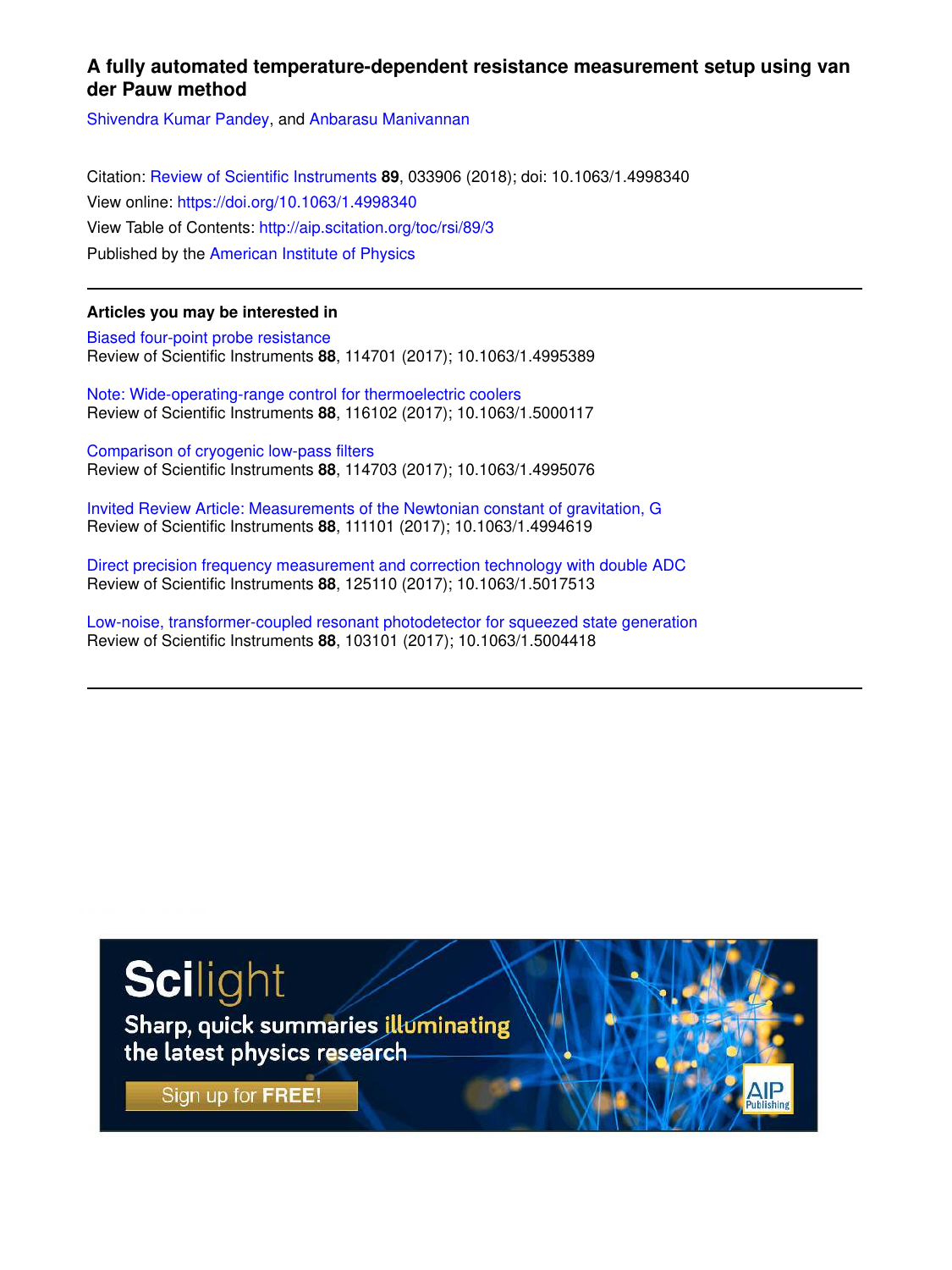# A fully automated temperature-dependent resistance measurement setup using van der Pauw method

Shivendra Kumar Pandey, and Anbarasu Manivannan

Citation: Review of Scientific Instruments **89**, 033906 (2018); doi: 10.1063/1.4998340

View online: https://doi.org/10.1063/1.4998340

View Table of Contents: http://aip.scitation.org/toc/rsi/89/3

Published by the American Institute of Physics

---

## Articles you may be interested in

Biased four-point probe resistance
Review of Scientific Instruments **88**, 114701 (2017); 10.1063/1.4995389

Note: Wide-operating-range control for thermoelectric coolers
Review of Scientific Instruments **88**, 116102 (2017); 10.1063/1.5000117

Comparison of cryogenic low-pass filters
Review of Scientific Instruments **88**, 114703 (2017); 10.1063/1.4995076

Invited Review Article: Measurements of the Newtonian constant of gravitation, G
Review of Scientific Instruments **88**, 111101 (2017); 10.1063/1.4994619

Direct precision frequency measurement and correction technology with double ADC
Review of Scientific Instruments **88**, 125110 (2017); 10.1063/1.5017513

Low-noise, transformer-coupled resonant photodetector for squeezed state generation
Review of Scientific Instruments **88**, 103101 (2017); 10.1063/1.5004418

---

Scilight

Sharp, quick summaries illuminating the latest physics research

Sign up for FREE!

AIP Publishing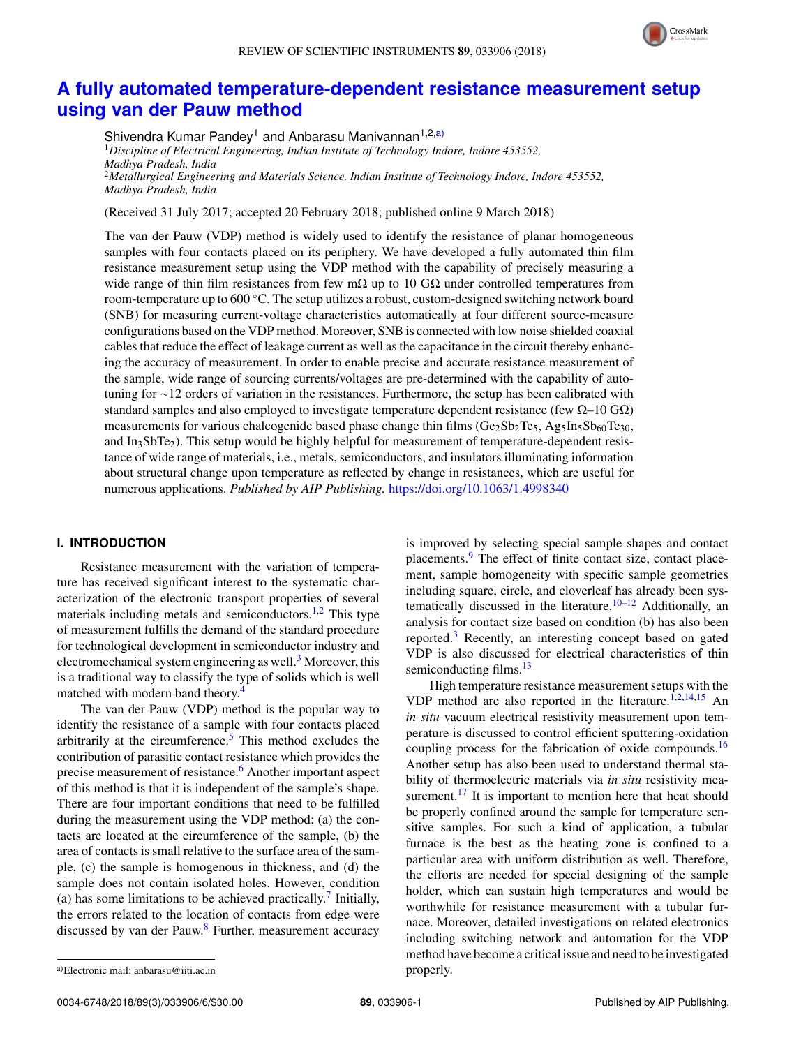# A fully automated temperature-dependent resistance measurement setup using van der Pauw method

Shivendra Kumar Pandey[1] and Anbarasu Manivannan[1,2,a)]

[1]*Discipline of Electrical Engineering, Indian Institute of Technology Indore, Indore 453552, Madhya Pradesh, India*
[2]*Metallurgical Engineering and Materials Science, Indian Institute of Technology Indore, Indore 453552, Madhya Pradesh, India*

(Received 31 July 2017; accepted 20 February 2018; published online 9 March 2018)

The van der Pauw (VDP) method is widely used to identify the resistance of planar homogeneous samples with four contacts placed on its periphery. We have developed a fully automated thin film resistance measurement setup using the VDP method with the capability of precisely measuring a wide range of thin film resistances from few mΩ up to 10 GΩ under controlled temperatures from room-temperature up to 600 °C. The setup utilizes a robust, custom-designed switching network board (SNB) for measuring current-voltage characteristics automatically at four different source-measure configurations based on the VDP method. Moreover, SNB is connected with low noise shielded coaxial cables that reduce the effect of leakage current as well as the capacitance in the circuit thereby enhancing the accuracy of measurement. In order to enable precise and accurate resistance measurement of the sample, wide range of sourcing currents/voltages are pre-determined with the capability of auto-tuning for ~12 orders of variation in the resistances. Furthermore, the setup has been calibrated with standard samples and also employed to investigate temperature dependent resistance (few Ω–10 GΩ) measurements for various chalcogenide based phase change thin films ($Ge_2Sb_2Te_5$, $Ag_5In_5Sb_{60}Te_{30}$, and $In_3SbTe_2$). This setup would be highly helpful for measurement of temperature-dependent resistance of wide range of materials, i.e., metals, semiconductors, and insulators illuminating information about structural change upon temperature as reflected by change in resistances, which are useful for numerous applications. *Published by AIP Publishing.* https://doi.org/10.1063/1.4998340

## I. INTRODUCTION

Resistance measurement with the variation of temperature has received significant interest to the systematic characterization of the electronic transport properties of several materials including metals and semiconductors.[1,2] This type of measurement fulfills the demand of the standard procedure for technological development in semiconductor industry and electromechanical system engineering as well.[3] Moreover, this is a traditional way to classify the type of solids which is well matched with modern band theory.[4]

The van der Pauw (VDP) method is the popular way to identify the resistance of a sample with four contacts placed arbitrarily at the circumference.[5] This method excludes the contribution of parasitic contact resistance which provides the precise measurement of resistance.[6] Another important aspect of this method is that it is independent of the sample's shape. There are four important conditions that need to be fulfilled during the measurement using the VDP method: (a) the contacts are located at the circumference of the sample, (b) the area of contacts is small relative to the surface area of the sample, (c) the sample is homogenous in thickness, and (d) the sample does not contain isolated holes. However, condition (a) has some limitations to be achieved practically.[7] Initially, the errors related to the location of contacts from edge were discussed by van der Pauw.[8] Further, measurement accuracy is improved by selecting special sample shapes and contact placements.[9] The effect of finite contact size, contact placement, sample homogeneity with specific sample geometries including square, circle, and cloverleaf has already been systematically discussed in the literature.[10–12] Additionally, an analysis for contact size based on condition (b) has also been reported.[3] Recently, an interesting concept based on gated VDP is also discussed for electrical characteristics of thin semiconducting films.[13]

High temperature resistance measurement setups with the VDP method are also reported in the literature.[1,2,14,15] An *in situ* vacuum electrical resistivity measurement upon temperature is discussed to control efficient sputtering-oxidation coupling process for the fabrication of oxide compounds.[16] Another setup has also been used to understand thermal stability of thermoelectric materials via *in situ* resistivity measurement.[17] It is important to mention here that heat should be properly confined around the sample for temperature sensitive samples. For such a kind of application, a tubular furnace is the best as the heating zone is confined to a particular area with uniform distribution as well. Therefore, the efforts are needed for special designing of the sample holder, which can sustain high temperatures and would be worthwhile for resistance measurement with a tubular furnace. Moreover, detailed investigations on related electronics including switching network and automation for the VDP method have become a critical issue and need to be investigated properly.

a)Electronic mail: anbarasu@iiti.ac.in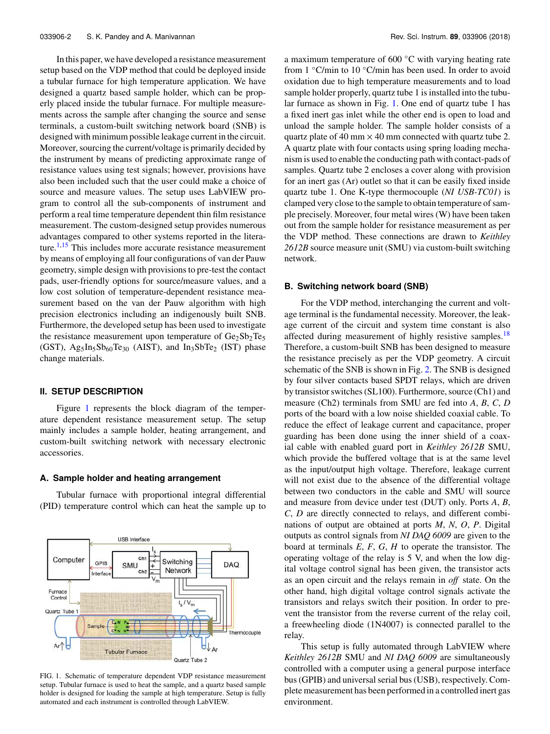In this paper, we have developed a resistance measurement setup based on the VDP method that could be deployed inside a tubular furnace for high temperature application. We have designed a quartz based sample holder, which can be properly placed inside the tubular furnace. For multiple measurements across the sample after changing the source and sense terminals, a custom-built switching network board (SNB) is designed with minimum possible leakage current in the circuit. Moreover, sourcing the current/voltage is primarily decided by the instrument by means of predicting approximate range of resistance values using test signals; however, provisions have also been included such that the user could make a choice of source and measure values. The setup uses LabVIEW program to control all the sub-components of instrument and perform a real time temperature dependent thin film resistance measurement. The custom-designed setup provides numerous advantages compared to other systems reported in the literature.[1,15] This includes more accurate resistance measurement by means of employing all four configurations of van der Pauw geometry, simple design with provisions to pre-test the contact pads, user-friendly options for source/measure values, and a low cost solution of temperature-dependent resistance measurement based on the van der Pauw algorithm with high precision electronics including an indigenously built SNB. Furthermore, the developed setup has been used to investigate the resistance measurement upon temperature of $Ge_2Sb_2Te_5$ (GST), $Ag_5In_5Sb_{60}Te_{30}$ (AIST), and $In_3SbTe_2$ (IST) phase change materials.

## II. SETUP DESCRIPTION

Figure 1 represents the block diagram of the temperature dependent resistance measurement setup. The setup mainly includes a sample holder, heating arrangement, and custom-built switching network with necessary electronic accessories.

### A. Sample holder and heating arrangement

Tubular furnace with proportional integral differential (PID) temperature control which can heat the sample up to a maximum temperature of 600 °C with varying heating rate from 1 °C/min to 10 °C/min has been used. In order to avoid oxidation due to high temperature measurements and to load sample holder properly, quartz tube 1 is installed into the tubular furnace as shown in Fig. 1. One end of quartz tube 1 has a fixed inert gas inlet while the other end is open to load and unload the sample holder. The sample holder consists of a quartz plate of 40 mm × 40 mm connected with quartz tube 2. A quartz plate with four contacts using spring loading mechanism is used to enable the conducting path with contact-pads of samples. Quartz tube 2 encloses a cover along with provision for an inert gas (Ar) outlet so that it can be easily fixed inside quartz tube 1. One K-type thermocouple (*NI USB-TC01*) is clamped very close to the sample to obtain temperature of sample precisely. Moreover, four metal wires (W) have been taken out from the sample holder for resistance measurement as per the VDP method. These connections are drawn to *Keithley 2612B* source measure unit (SMU) via custom-built switching network.

FIG. 1. Schematic of temperature dependent VDP resistance measurement setup. Tubular furnace is used to heat the sample, and a quartz based sample holder is designed for loading the sample at high temperature. Setup is fully automated and each instrument is controlled through LabVIEW.

### B. Switching network board (SNB)

For the VDP method, interchanging the current and voltage terminal is the fundamental necessity. Moreover, the leakage current of the circuit and system time constant is also affected during measurement of highly resistive samples.[18] Therefore, a custom-built SNB has been designed to measure the resistance precisely as per the VDP geometry. A circuit schematic of the SNB is shown in Fig. 2. The SNB is designed by four silver contacts based SPDT relays, which are driven by transistor switches (SL100). Furthermore, source (Ch1) and measure (Ch2) terminals from SMU are fed into *A*, *B*, *C*, *D* ports of the board with a low noise shielded coaxial cable. To reduce the effect of leakage current and capacitance, proper guarding has been done using the inner shield of a coaxial cable with enabled guard port in *Keithley 2612B* SMU, which provide the buffered voltage that is at the same level as the input/output high voltage. Therefore, leakage current will not exist due to the absence of the differential voltage between two conductors in the cable and SMU will source and measure from device under test (DUT) only. Ports *A*, *B*, *C*, *D* are directly connected to relays, and different combinations of output are obtained at ports *M*, *N*, *O*, *P*. Digital outputs as control signals from *NI DAQ 6009* are given to the board at terminals *E*, *F*, *G*, *H* to operate the transistor. The operating voltage of the relay is 5 V, and when the low digital voltage control signal has been given, the transistor acts as an open circuit and the relays remain in *off* state. On the other hand, high digital voltage control signals activate the transistors and relays switch their position. In order to prevent the transistor from the reverse current of the relay coil, a freewheeling diode (1N4007) is connected parallel to the relay.

This setup is fully automated through LabVIEW where *Keithley 2612B* SMU and *NI DAQ 6009* are simultaneously controlled with a computer using a general purpose interface bus (GPIB) and universal serial bus (USB), respectively. Complete measurement has been performed in a controlled inert gas environment.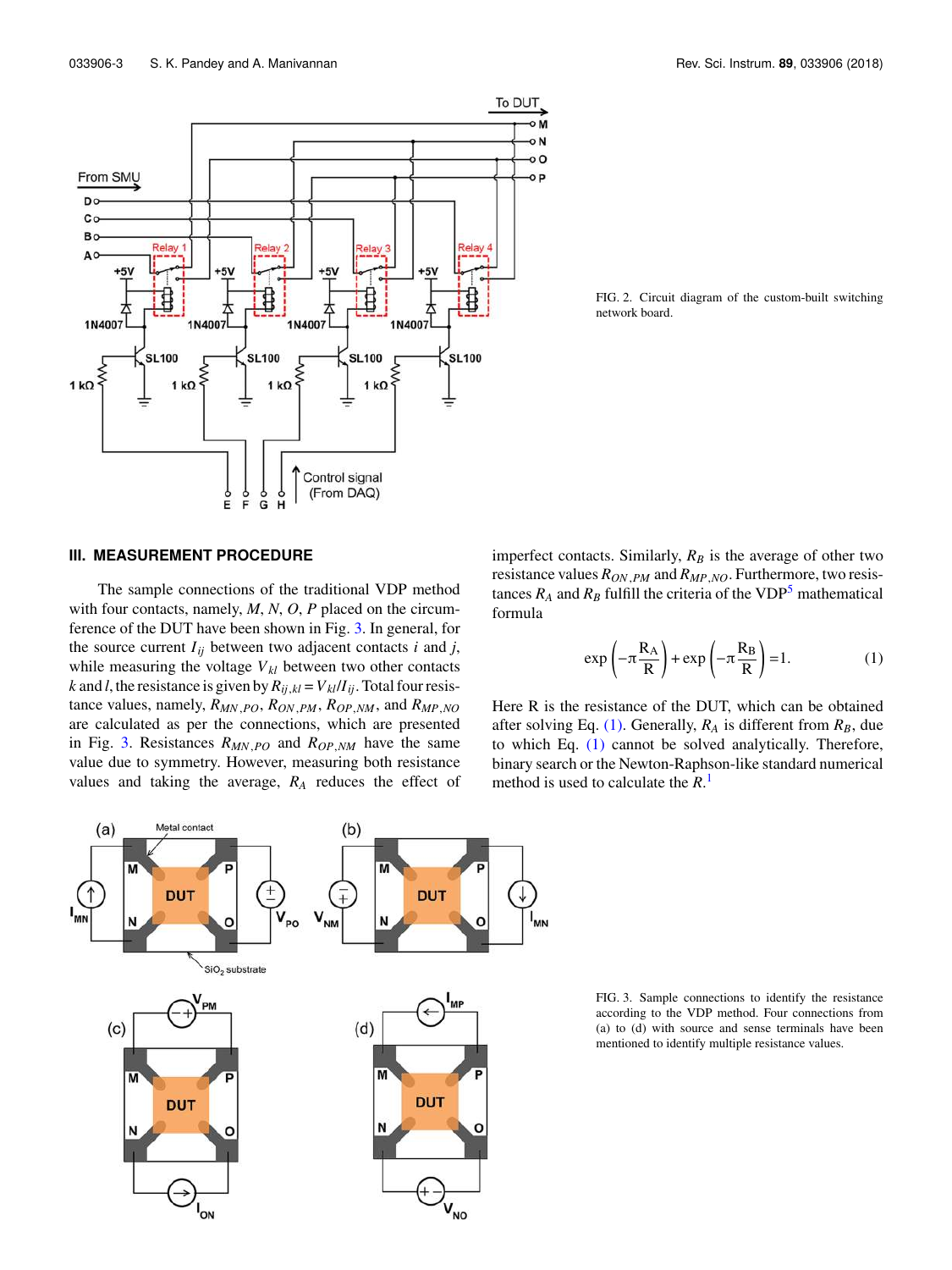FIG. 2. Circuit diagram of the custom-built switching network board.

## III. MEASUREMENT PROCEDURE

The sample connections of the traditional VDP method with four contacts, namely, $M$, $N$, $O$, $P$ placed on the circumference of the DUT have been shown in Fig. 3. In general, for the source current $I_{ij}$ between two adjacent contacts $i$ and $j$, while measuring the voltage $V_{kl}$ between two other contacts $k$ and $l$, the resistance is given by $R_{ij,kl} = V_{kl}/I_{ij}$. Total four resistance values, namely, $R_{MN,PO}$, $R_{ON,PM}$, $R_{OP,NM}$, and $R_{MP,NO}$ are calculated as per the connections, which are presented in Fig. 3. Resistances $R_{MN,PO}$ and $R_{OP,NM}$ have the same value due to symmetry. However, measuring both resistance values and taking the average, $R_A$ reduces the effect of imperfect contacts. Similarly, $R_B$ is the average of other two resistance values $R_{ON,PM}$ and $R_{MP,NO}$. Furthermore, two resistances $R_A$ and $R_B$ fulfill the criteria of the VDP[5] mathematical formula

$$\exp\left(-\pi\frac{R_A}{R}\right)+\exp\left(-\pi\frac{R_B}{R}\right)=1. \tag{1}$$

Here R is the resistance of the DUT, which can be obtained after solving Eq. (1). Generally, $R_A$ is different from $R_B$, due to which Eq. (1) cannot be solved analytically. Therefore, binary search or the Newton-Raphson-like standard numerical method is used to calculate the $R$.[1]

FIG. 3. Sample connections to identify the resistance according to the VDP method. Four connections from (a) to (d) with source and sense terminals have been mentioned to identify multiple resistance values.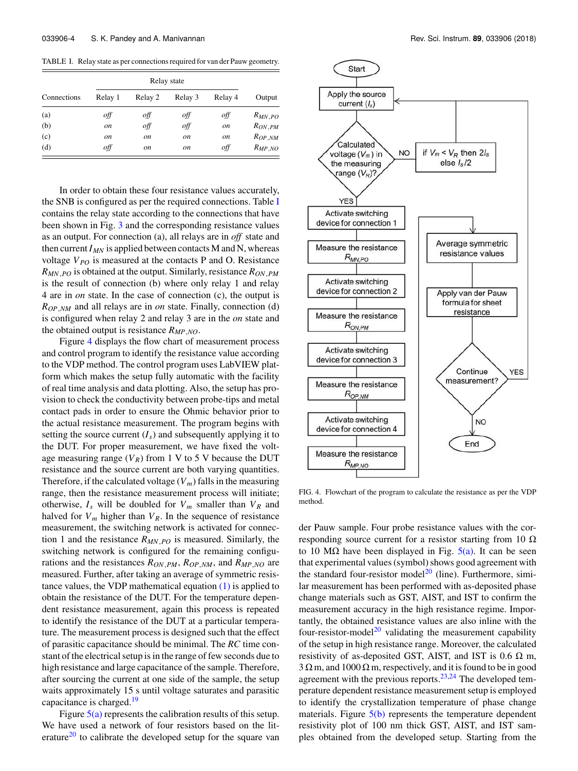TABLE I. Relay state as per connections required for van der Pauw geometry.

| Connections | Relay state | | | | Output |
|---|---|---|---|---|---|
| | Relay 1 | Relay 2 | Relay 3 | Relay 4 | |
| (a) | *off* | *off* | *off* | *off* | $R_{MN,PO}$ |
| (b) | *on* | *off* | *off* | *on* | $R_{ON,PM}$ |
| (c) | *on* | *on* | *on* | *on* | $R_{OP,NM}$ |
| (d) | *off* | *on* | *on* | *off* | $R_{MP,NO}$ |

In order to obtain these four resistance values accurately, the SNB is configured as per the required connections. Table I contains the relay state according to the connections that have been shown in Fig. 3 and the corresponding resistance values as an output. For connection (a), all relays are in *off* state and then current $I_{MN}$ is applied between contacts M and N, whereas voltage $V_{PO}$ is measured at the contacts P and O. Resistance $R_{MN,PO}$ is obtained at the output. Similarly, resistance $R_{ON,PM}$ is the result of connection (b) where only relay 1 and relay 4 are in *on* state. In the case of connection (c), the output is $R_{OP,NM}$ and all relays are in *on* state. Finally, connection (d) is configured when relay 2 and relay 3 are in the *on* state and the obtained output is resistance $R_{MP,NO}$.

Figure 4 displays the flow chart of measurement process and control program to identify the resistance value according to the VDP method. The control program uses LabVIEW platform which makes the setup fully automatic with the facility of real time analysis and data plotting. Also, the setup has provision to check the conductivity between probe-tips and metal contact pads in order to ensure the Ohmic behavior prior to the actual resistance measurement. The program begins with setting the source current ($I_s$) and subsequently applying it to the DUT. For proper measurement, we have fixed the voltage measuring range ($V_R$) from 1 V to 5 V because the DUT resistance and the source current are both varying quantities. Therefore, if the calculated voltage ($V_m$) falls in the measuring range, then the resistance measurement process will initiate; otherwise, $I_s$ will be doubled for $V_m$ smaller than $V_R$ and halved for $V_m$ higher than $V_R$. In the sequence of resistance measurement, the switching network is activated for connection 1 and the resistance $R_{MN,PO}$ is measured. Similarly, the switching network is configured for the remaining configurations and the resistances $R_{ON,PM}$, $R_{OP,NM}$, and $R_{MP,NO}$ are measured. Further, after taking an average of symmetric resistance values, the VDP mathematical equation (1) is applied to obtain the resistance of the DUT. For the temperature dependent resistance measurement, again this process is repeated to identify the resistance of the DUT at a particular temperature. The measurement process is designed such that the effect of parasitic capacitance should be minimal. The *RC* time constant of the electrical setup is in the range of few seconds due to high resistance and large capacitance of the sample. Therefore, after sourcing the current at one side of the sample, the setup waits approximately 15 s until voltage saturates and parasitic capacitance is charged.[19]

Figure 5(a) represents the calibration results of this setup. We have used a network of four resistors based on the literature[20] to calibrate the developed setup for the square van der Pauw sample. Four probe resistance values with the corresponding source current for a resistor starting from 10 Ω to 10 MΩ have been displayed in Fig. 5(a). It can be seen that experimental values (symbol) shows good agreement with the standard four-resistor model[20] (line). Furthermore, similar measurement has been performed with as-deposited phase change materials such as GST, AIST, and IST to confirm the measurement accuracy in the high resistance regime. Importantly, the obtained resistance values are also inline with the four-resistor-model[20] validating the measurement capability of the setup in high resistance range. Moreover, the calculated resistivity of as-deposited GST, AIST, and IST is 0.6 Ω m, 3 Ω m, and 1000 Ω m, respectively, and it is found to be in good agreement with the previous reports.[23,24] The developed temperature dependent resistance measurement setup is employed to identify the crystallization temperature of phase change materials. Figure 5(b) represents the temperature dependent resistivity plot of 100 nm thick GST, AIST, and IST samples obtained from the developed setup. Starting from the

FIG. 4. Flowchart of the program to calculate the resistance as per the VDP method.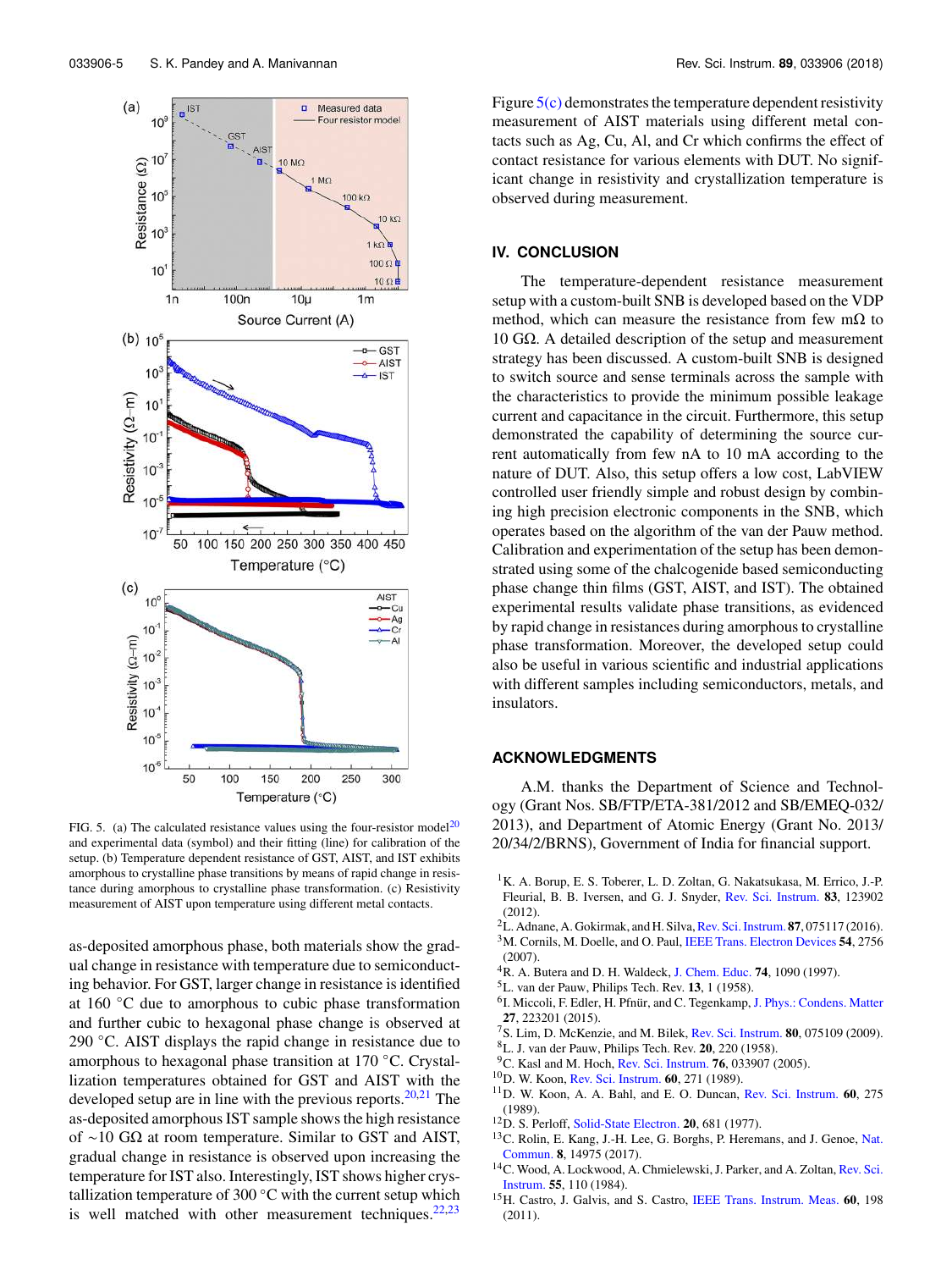FIG. 5. (a) The calculated resistance values using the four-resistor model[20] and experimental data (symbol) and their fitting (line) for calibration of the setup. (b) Temperature dependent resistance of GST, AIST, and IST exhibits amorphous to crystalline phase transitions by means of rapid change in resistance during amorphous to crystalline phase transformation. (c) Resistivity measurement of AIST upon temperature using different metal contacts.

as-deposited amorphous phase, both materials show the gradual change in resistance with temperature due to semiconducting behavior. For GST, larger change in resistance is identified at 160 °C due to amorphous to cubic phase transformation and further cubic to hexagonal phase change is observed at 290 °C. AIST displays the rapid change in resistance due to amorphous to hexagonal phase transition at 170 °C. Crystallization temperatures obtained for GST and AIST with the developed setup are in line with the previous reports.[20,21] The as-deposited amorphous IST sample shows the high resistance of ∼10 GΩ at room temperature. Similar to GST and AIST, gradual change in resistance is observed upon increasing the temperature for IST also. Interestingly, IST shows higher crystallization temperature of 300 °C with the current setup which is well matched with other measurement techniques.[22,23]

Figure 5(c) demonstrates the temperature dependent resistivity measurement of AIST materials using different metal contacts such as Ag, Cu, Al, and Cr which confirms the effect of contact resistance for various elements with DUT. No significant change in resistivity and crystallization temperature is observed during measurement.

## IV. CONCLUSION

The temperature-dependent resistance measurement setup with a custom-built SNB is developed based on the VDP method, which can measure the resistance from few mΩ to 10 GΩ. A detailed description of the setup and measurement strategy has been discussed. A custom-built SNB is designed to switch source and sense terminals across the sample with the characteristics to provide the minimum possible leakage current and capacitance in the circuit. Furthermore, this setup demonstrated the capability of determining the source current automatically from few nA to 10 mA according to the nature of DUT. Also, this setup offers a low cost, LabVIEW controlled user friendly simple and robust design by combining high precision electronic components in the SNB, which operates based on the algorithm of the van der Pauw method. Calibration and experimentation of the setup has been demonstrated using some of the chalcogenide based semiconducting phase change thin films (GST, AIST, and IST). The obtained experimental results validate phase transitions, as evidenced by rapid change in resistances during amorphous to crystalline phase transformation. Moreover, the developed setup could also be useful in various scientific and industrial applications with different samples including semiconductors, metals, and insulators.

## ACKNOWLEDGMENTS

A.M. thanks the Department of Science and Technology (Grant Nos. SB/FTP/ETA-381/2012 and SB/EMEQ-032/2013), and Department of Atomic Energy (Grant No. 2013/20/34/2/BRNS), Government of India for financial support.

[1] K. A. Borup, E. S. Toberer, L. D. Zoltan, G. Nakatsukasa, M. Errico, J.-P. Fleurial, B. B. Iversen, and G. J. Snyder, Rev. Sci. Instrum. **83**, 123902 (2012).
[2] L. Adnane, A. Gokirmak, and H. Silva, Rev. Sci. Instrum. **87**, 075117 (2016).
[3] M. Cornils, M. Doelle, and O. Paul, IEEE Trans. Electron Devices **54**, 2756 (2007).
[4] R. A. Butera and D. H. Waldeck, J. Chem. Educ. **74**, 1090 (1997).
[5] L. van der Pauw, Philips Tech. Rev. **13**, 1 (1958).
[6] I. Miccoli, F. Edler, H. Pfnür, and C. Tegenkamp, J. Phys.: Condens. Matter **27**, 223201 (2015).
[7] S. Lim, D. McKenzie, and M. Bilek, Rev. Sci. Instrum. **80**, 075109 (2009).
[8] L. J. van der Pauw, Philips Tech. Rev. **20**, 220 (1958).
[9] C. Kasl and M. Hoch, Rev. Sci. Instrum. **76**, 033907 (2005).
[10] D. W. Koon, Rev. Sci. Instrum. **60**, 271 (1989).
[11] D. W. Koon, A. A. Bahl, and E. O. Duncan, Rev. Sci. Instrum. **60**, 275 (1989).
[12] D. S. Perloff, Solid-State Electron. **20**, 681 (1977).
[13] C. Rolin, E. Kang, J.-H. Lee, G. Borghs, P. Heremans, and J. Genoe, Nat. Commun. **8**, 14975 (2017).
[14] C. Wood, A. Chmielewski, J. Parker, and A. Zoltan, Rev. Sci. Instrum. **55**, 110 (1984).
[15] H. Castro, J. Galvis, and S. Castro, IEEE Trans. Instrum. Meas. **60**, 198 (2011).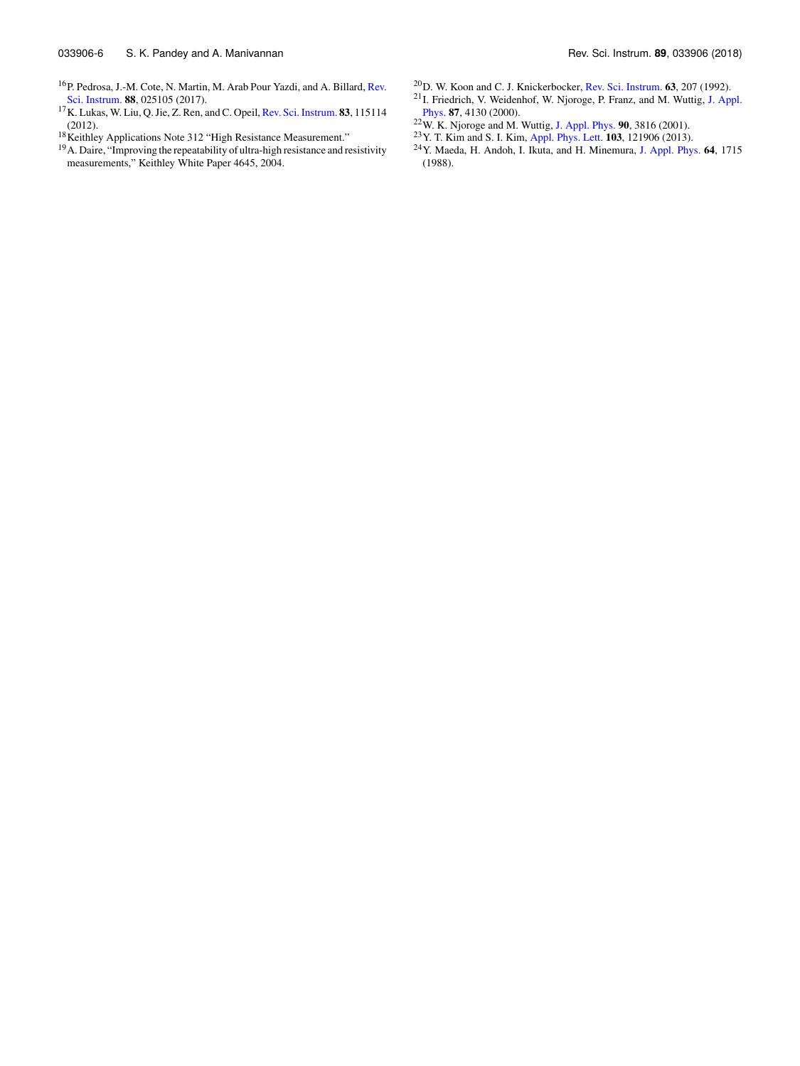[16] P. Pedrosa, J.-M. Cote, N. Martin, M. Arab Pour Yazdi, and A. Billard, Rev. Sci. Instrum. **88**, 025105 (2017).

[17] K. Lukas, W. Liu, Q. Jie, Z. Ren, and C. Opeil, Rev. Sci. Instrum. **83**, 115114 (2012).

[18] Keithley Applications Note 312 "High Resistance Measurement."

[19] A. Daire, "Improving the repeatability of ultra-high resistance and resistivity measurements," Keithley White Paper 4645, 2004.

[20] D. W. Koon and C. J. Knickerbocker, Rev. Sci. Instrum. **63**, 207 (1992).

[21] I. Friedrich, V. Weidenhof, W. Njoroge, P. Franz, and M. Wuttig, J. Appl. Phys. **87**, 4130 (2000).

[22] W. K. Njoroge and M. Wuttig, J. Appl. Phys. **90**, 3816 (2001).

[23] Y. T. Kim and S. I. Kim, Appl. Phys. Lett. **103**, 121906 (2013).

[24] Y. Maeda, H. Andoh, I. Ikuta, and H. Minemura, J. Appl. Phys. **64**, 1715 (1988).